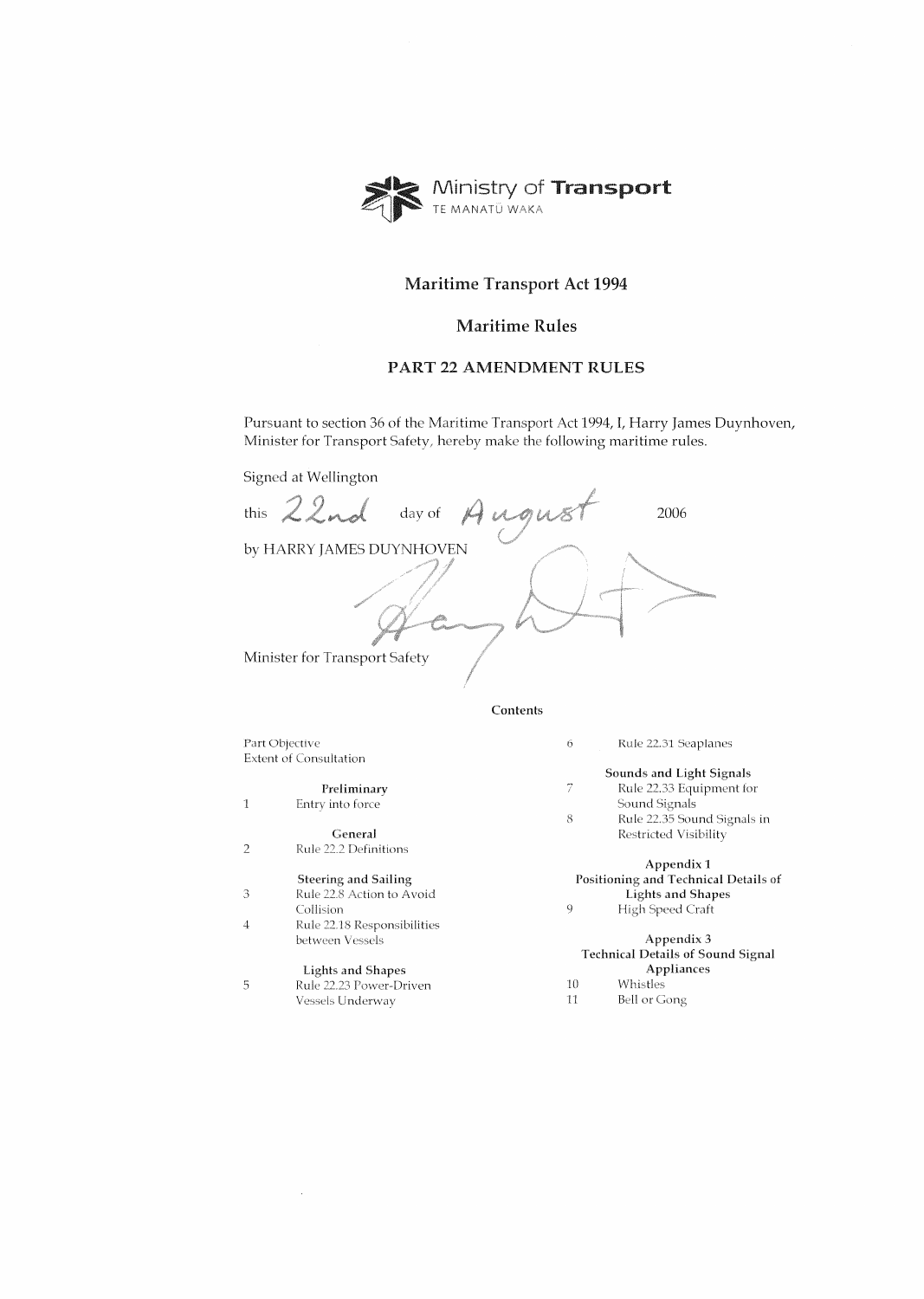Ministry of **Transport**
TE MANATŪ WAKA

# Maritime Transport Act 1994

## Maritime Rules

## PART 22 AMENDMENT RULES

Pursuant to section 36 of the Maritime Transport Act 1994, I, Harry James Duynhoven, Minister for Transport Safety, hereby make the following maritime rules.

Signed at Wellington

this 22nd day of August 2006

by HARRY JAMES DUYNHOVEN

Minister for Transport Safety

**Contents**

Part Objective
Extent of Consultation

**Preliminary**
1 Entry into force

**General**
2 Rule 22.2 Definitions

**Steering and Sailing**
3 Rule 22.8 Action to Avoid Collision
4 Rule 22.18 Responsibilities between Vessels

**Lights and Shapes**
5 Rule 22.23 Power-Driven Vessels Underway
6 Rule 22.31 Seaplanes

**Sounds and Light Signals**
7 Rule 22.33 Equipment for Sound Signals
8 Rule 22.35 Sound Signals in Restricted Visibility

**Appendix 1**
**Positioning and Technical Details of Lights and Shapes**
9 High Speed Craft

**Appendix 3**
**Technical Details of Sound Signal Appliances**
10 Whistles
11 Bell or Gong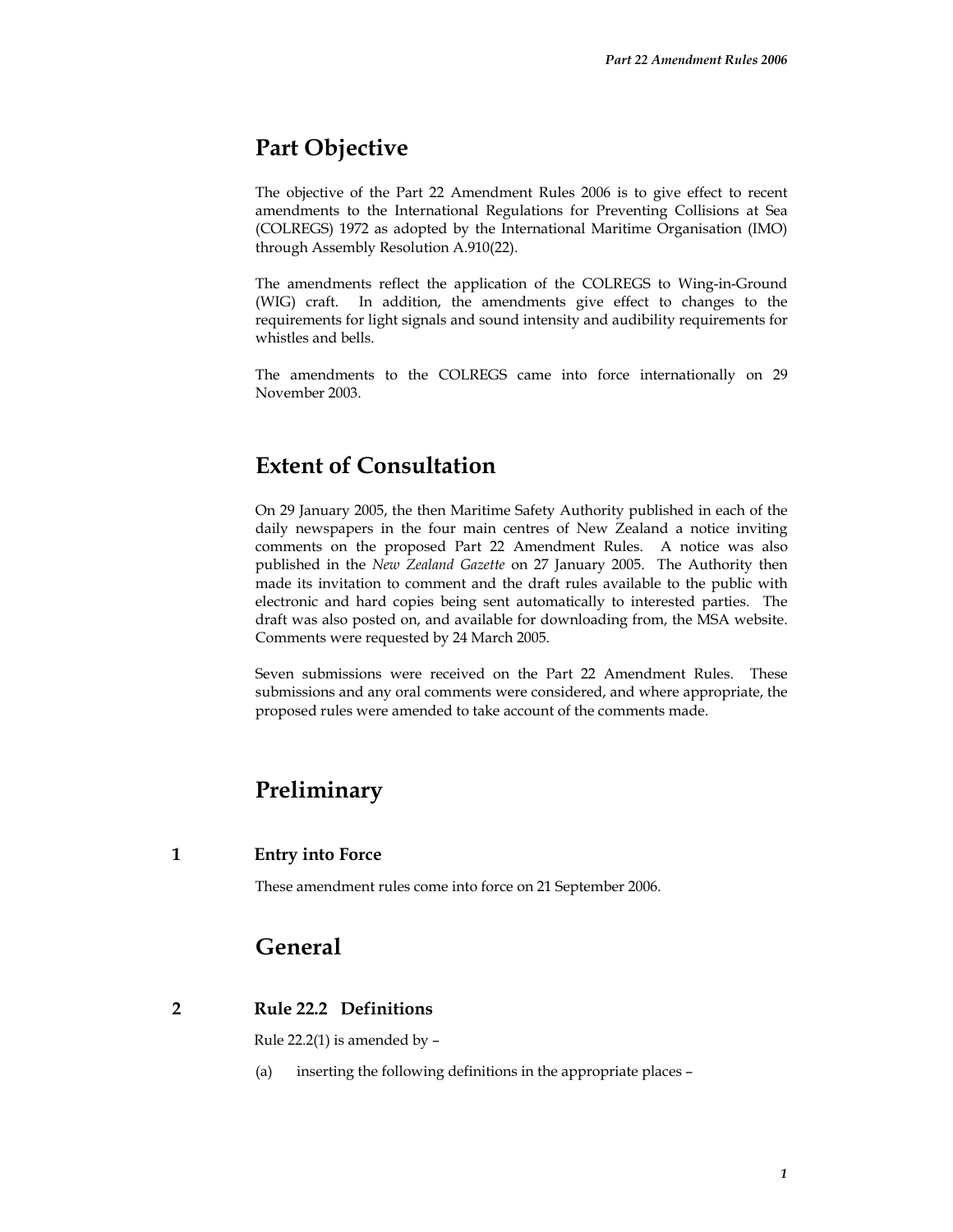## Part Objective

The objective of the Part 22 Amendment Rules 2006 is to give effect to recent amendments to the International Regulations for Preventing Collisions at Sea (COLREGS) 1972 as adopted by the International Maritime Organisation (IMO) through Assembly Resolution A.910(22).

The amendments reflect the application of the COLREGS to Wing-in-Ground (WIG) craft. In addition, the amendments give effect to changes to the requirements for light signals and sound intensity and audibility requirements for whistles and bells.

The amendments to the COLREGS came into force internationally on 29 November 2003.

## Extent of Consultation

On 29 January 2005, the then Maritime Safety Authority published in each of the daily newspapers in the four main centres of New Zealand a notice inviting comments on the proposed Part 22 Amendment Rules. A notice was also published in the *New Zealand Gazette* on 27 January 2005. The Authority then made its invitation to comment and the draft rules available to the public with electronic and hard copies being sent automatically to interested parties. The draft was also posted on, and available for downloading from, the MSA website. Comments were requested by 24 March 2005.

Seven submissions were received on the Part 22 Amendment Rules. These submissions and any oral comments were considered, and where appropriate, the proposed rules were amended to take account of the comments made.

## Preliminary

### 1 Entry into Force

These amendment rules come into force on 21 September 2006.

## General

### 2 Rule 22.2 Definitions

Rule 22.2(1) is amended by –

(a) inserting the following definitions in the appropriate places –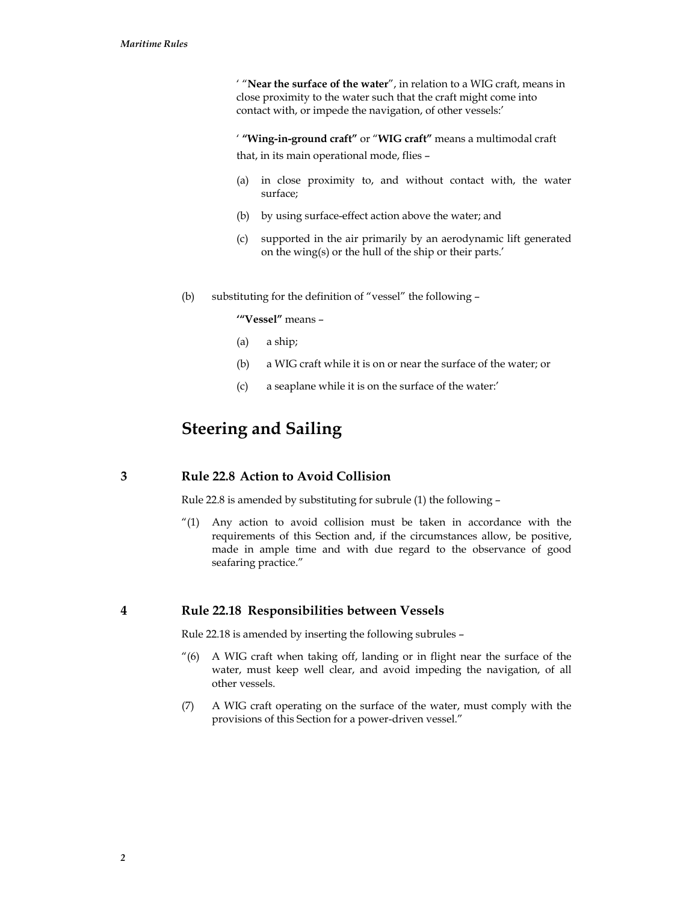‘ “**Near the surface of the water**”, in relation to a WIG craft, means in close proximity to the water such that the craft might come into contact with, or impede the navigation, of other vessels:’

‘ **“Wing-in-ground craft”** or “**WIG craft”** means a multimodal craft that, in its main operational mode, flies –

(a) in close proximity to, and without contact with, the water surface;

(b) by using surface-effect action above the water; and

(c) supported in the air primarily by an aerodynamic lift generated on the wing(s) or the hull of the ship or their parts.’

(b) substituting for the definition of “vessel” the following –

**‘“Vessel”** means –

(a) a ship;

(b) a WIG craft while it is on or near the surface of the water; or

(c) a seaplane while it is on the surface of the water:’

## Steering and Sailing

### 3 Rule 22.8 Action to Avoid Collision

Rule 22.8 is amended by substituting for subrule (1) the following –

“(1) Any action to avoid collision must be taken in accordance with the requirements of this Section and, if the circumstances allow, be positive, made in ample time and with due regard to the observance of good seafaring practice.”

### 4 Rule 22.18 Responsibilities between Vessels

Rule 22.18 is amended by inserting the following subrules –

“(6) A WIG craft when taking off, landing or in flight near the surface of the water, must keep well clear, and avoid impeding the navigation, of all other vessels.

(7) A WIG craft operating on the surface of the water, must comply with the provisions of this Section for a power-driven vessel.”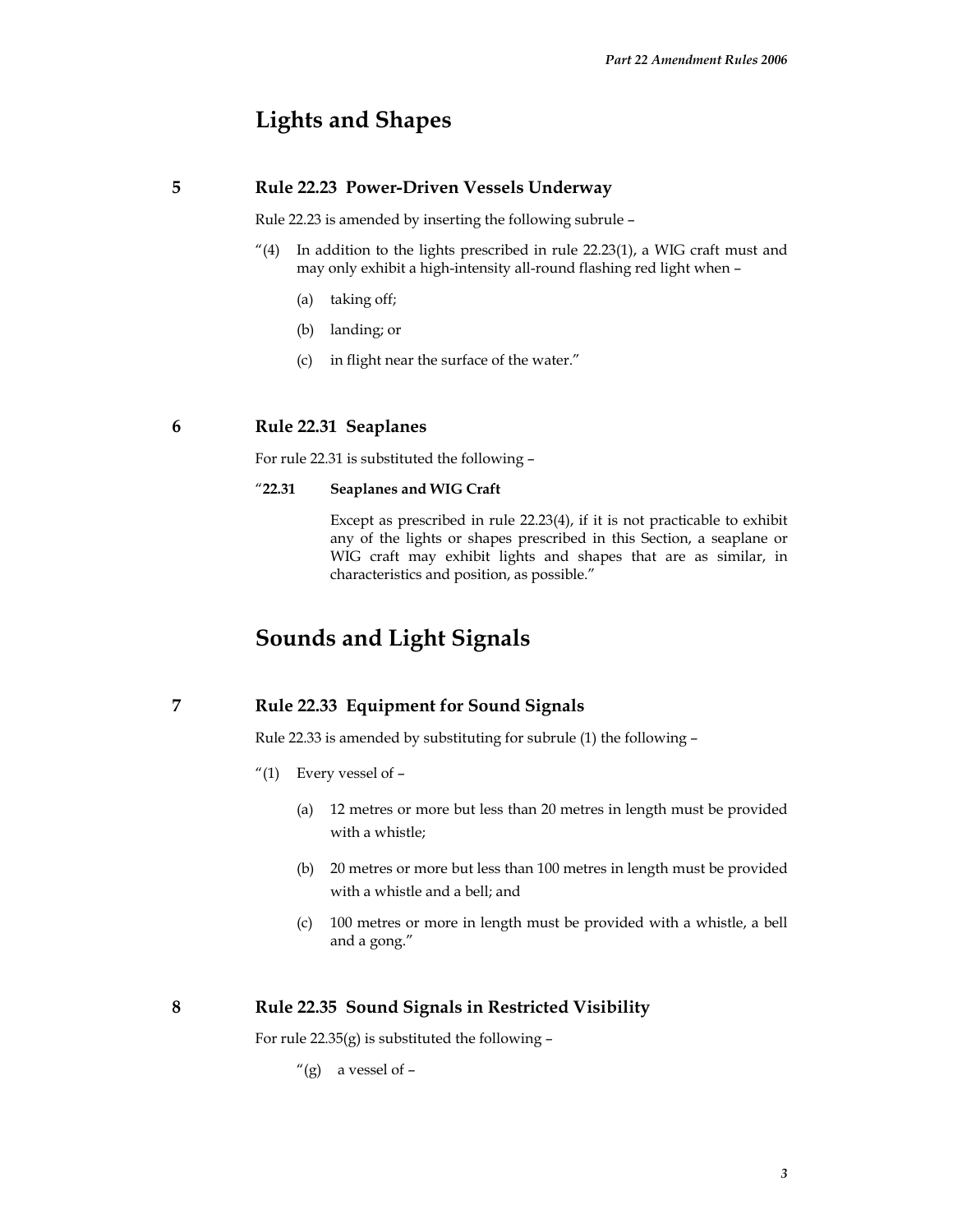# Lights and Shapes

## 5 Rule 22.23 Power-Driven Vessels Underway

Rule 22.23 is amended by inserting the following subrule –

"(4) In addition to the lights prescribed in rule 22.23(1), a WIG craft must and may only exhibit a high-intensity all-round flashing red light when –

(a) taking off;

(b) landing; or

(c) in flight near the surface of the water."

## 6 Rule 22.31 Seaplanes

For rule 22.31 is substituted the following –

"**22.31 Seaplanes and WIG Craft**

Except as prescribed in rule 22.23(4), if it is not practicable to exhibit any of the lights or shapes prescribed in this Section, a seaplane or WIG craft may exhibit lights and shapes that are as similar, in characteristics and position, as possible."

# Sounds and Light Signals

## 7 Rule 22.33 Equipment for Sound Signals

Rule 22.33 is amended by substituting for subrule (1) the following –

"(1) Every vessel of –

(a) 12 metres or more but less than 20 metres in length must be provided with a whistle;

(b) 20 metres or more but less than 100 metres in length must be provided with a whistle and a bell; and

(c) 100 metres or more in length must be provided with a whistle, a bell and a gong."

## 8 Rule 22.35 Sound Signals in Restricted Visibility

For rule 22.35(g) is substituted the following –

"(g) a vessel of –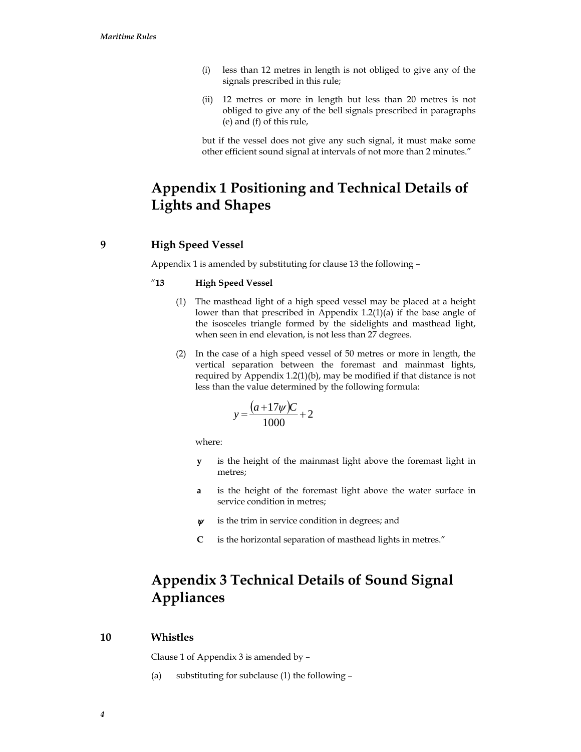(i) less than 12 metres in length is not obliged to give any of the signals prescribed in this rule;

(ii) 12 metres or more in length but less than 20 metres is not obliged to give any of the bell signals prescribed in paragraphs (e) and (f) of this rule,

but if the vessel does not give any such signal, it must make some other efficient sound signal at intervals of not more than 2 minutes."

# Appendix 1 Positioning and Technical Details of Lights and Shapes

## 9 High Speed Vessel

Appendix 1 is amended by substituting for clause 13 the following –

"**13 High Speed Vessel**

(1) The masthead light of a high speed vessel may be placed at a height lower than that prescribed in Appendix 1.2(1)(a) if the base angle of the isosceles triangle formed by the sidelights and masthead light, when seen in end elevation, is not less than 27 degrees.

(2) In the case of a high speed vessel of 50 metres or more in length, the vertical separation between the foremast and mainmast lights, required by Appendix 1.2(1)(b), may be modified if that distance is not less than the value determined by the following formula:

$$y = \frac{(a + 17\psi)C}{1000} + 2$$

where:

**y** is the height of the mainmast light above the foremast light in metres;

**a** is the height of the foremast light above the water surface in service condition in metres;

$\psi$ is the trim in service condition in degrees; and

**C** is the horizontal separation of masthead lights in metres."

# Appendix 3 Technical Details of Sound Signal Appliances

## 10 Whistles

Clause 1 of Appendix 3 is amended by –

(a) substituting for subclause (1) the following –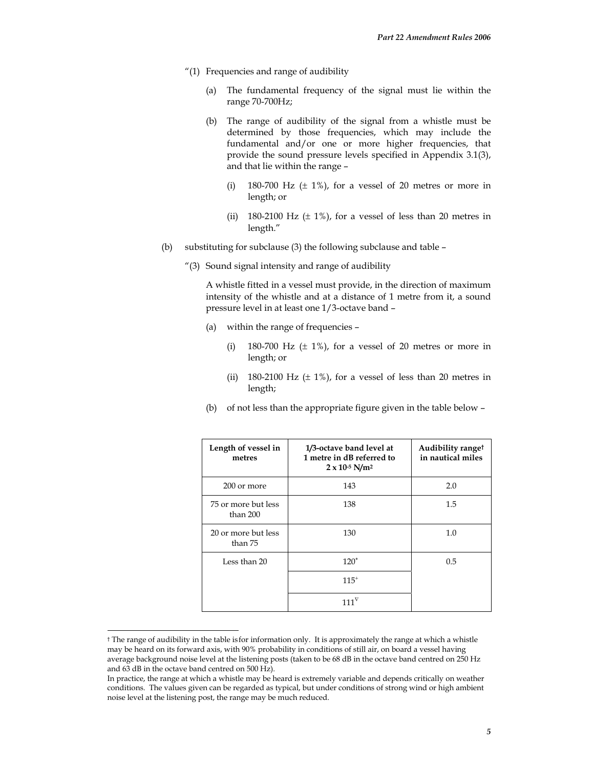"(1) Frequencies and range of audibility

(a) The fundamental frequency of the signal must lie within the range 70-700Hz;

(b) The range of audibility of the signal from a whistle must be determined by those frequencies, which may include the fundamental and/or one or more higher frequencies, that provide the sound pressure levels specified in Appendix 3.1(3), and that lie within the range –

(i) 180-700 Hz (± 1%), for a vessel of 20 metres or more in length; or

(ii) 180-2100 Hz (± 1%), for a vessel of less than 20 metres in length."

(b) substituting for subclause (3) the following subclause and table –

"(3) Sound signal intensity and range of audibility

A whistle fitted in a vessel must provide, in the direction of maximum intensity of the whistle and at a distance of 1 metre from it, a sound pressure level in at least one 1/3-octave band –

(a) within the range of frequencies –

(i) 180-700 Hz (± 1%), for a vessel of 20 metres or more in length; or

(ii) 180-2100 Hz (± 1%), for a vessel of less than 20 metres in length;

(b) of not less than the appropriate figure given in the table below –

| Length of vessel in metres | 1/3-octave band level at 1 metre in dB referred to $2 \times 10^{-5}$ N/m$^2$ | Audibility range† in nautical miles |
|---|---|---|
| 200 or more | 143 | 2.0 |
| 75 or more but less than 200 | 138 | 1.5 |
| 20 or more but less than 75 | 130 | 1.0 |
| Less than 20 | 120* | 0.5 |
| | 115+ | |
| | 111∇ | |

† The range of audibility in the table is for information only. It is approximately the range at which a whistle may be heard on its forward axis, with 90% probability in conditions of still air, on board a vessel having average background noise level at the listening posts (taken to be 68 dB in the octave band centred on 250 Hz and 63 dB in the octave band centred on 500 Hz).

In practice, the range at which a whistle may be heard is extremely variable and depends critically on weather conditions. The values given can be regarded as typical, but under conditions of strong wind or high ambient noise level at the listening post, the range may be much reduced.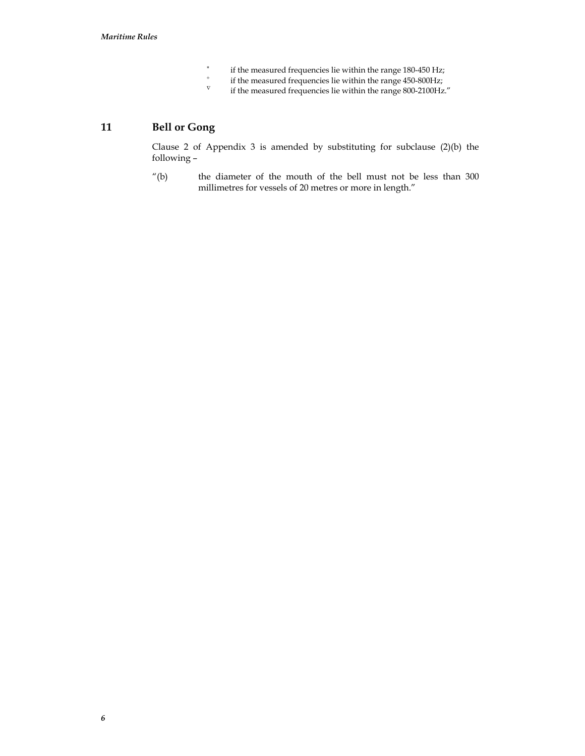* if the measured frequencies lie within the range 180-450 Hz;

+ if the measured frequencies lie within the range 450-800Hz;

∇ if the measured frequencies lie within the range 800-2100Hz."

## 11 Bell or Gong

Clause 2 of Appendix 3 is amended by substituting for subclause (2)(b) the following –

"(b) the diameter of the mouth of the bell must not be less than 300 millimetres for vessels of 20 metres or more in length."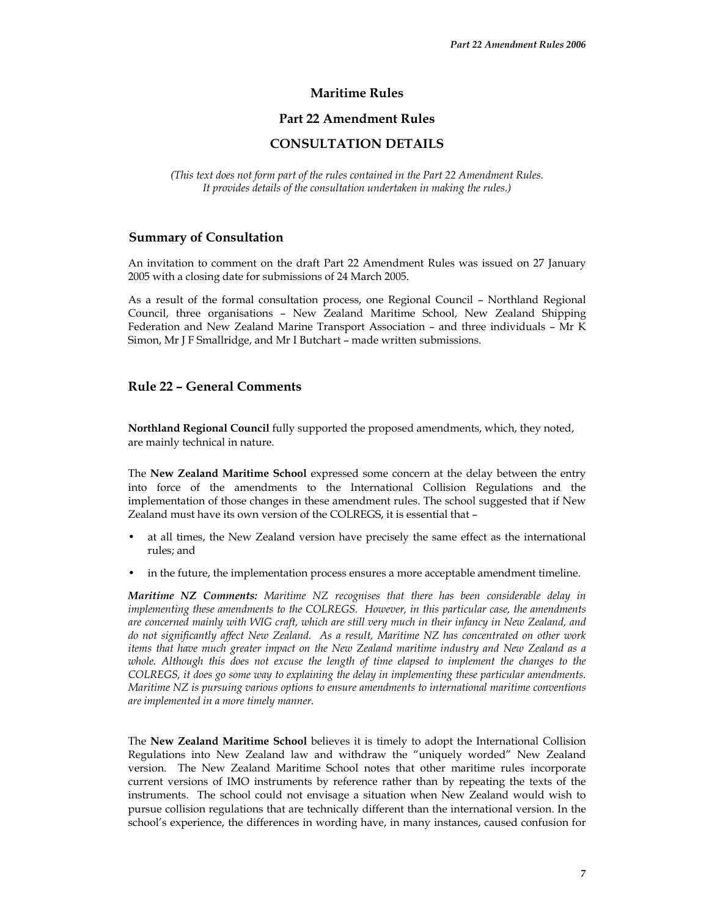# Maritime Rules

## Part 22 Amendment Rules

## CONSULTATION DETAILS

*(This text does not form part of the rules contained in the Part 22 Amendment Rules. It provides details of the consultation undertaken in making the rules.)*

### Summary of Consultation

An invitation to comment on the draft Part 22 Amendment Rules was issued on 27 January 2005 with a closing date for submissions of 24 March 2005.

As a result of the formal consultation process, one Regional Council – Northland Regional Council, three organisations – New Zealand Maritime School, New Zealand Shipping Federation and New Zealand Marine Transport Association – and three individuals – Mr K Simon, Mr J F Smallridge, and Mr I Butchart – made written submissions.

### Rule 22 – General Comments

**Northland Regional Council** fully supported the proposed amendments, which, they noted, are mainly technical in nature.

The **New Zealand Maritime School** expressed some concern at the delay between the entry into force of the amendments to the International Collision Regulations and the implementation of those changes in these amendment rules. The school suggested that if New Zealand must have its own version of the COLREGS, it is essential that –

- at all times, the New Zealand version have precisely the same effect as the international rules; and
- in the future, the implementation process ensures a more acceptable amendment timeline.

***Maritime NZ Comments:*** *Maritime NZ recognises that there has been considerable delay in implementing these amendments to the COLREGS. However, in this particular case, the amendments are concerned mainly with WIG craft, which are still very much in their infancy in New Zealand, and do not significantly affect New Zealand. As a result, Maritime NZ has concentrated on other work items that have much greater impact on the New Zealand maritime industry and New Zealand as a whole. Although this does not excuse the length of time elapsed to implement the changes to the COLREGS, it does go some way to explaining the delay in implementing these particular amendments. Maritime NZ is pursuing various options to ensure amendments to international maritime conventions are implemented in a more timely manner.*

The **New Zealand Maritime School** believes it is timely to adopt the International Collision Regulations into New Zealand law and withdraw the "uniquely worded" New Zealand version. The New Zealand Maritime School notes that other maritime rules incorporate current versions of IMO instruments by reference rather than by repeating the texts of the instruments. The school could not envisage a situation when New Zealand would wish to pursue collision regulations that are technically different than the international version. In the school's experience, the differences in wording have, in many instances, caused confusion for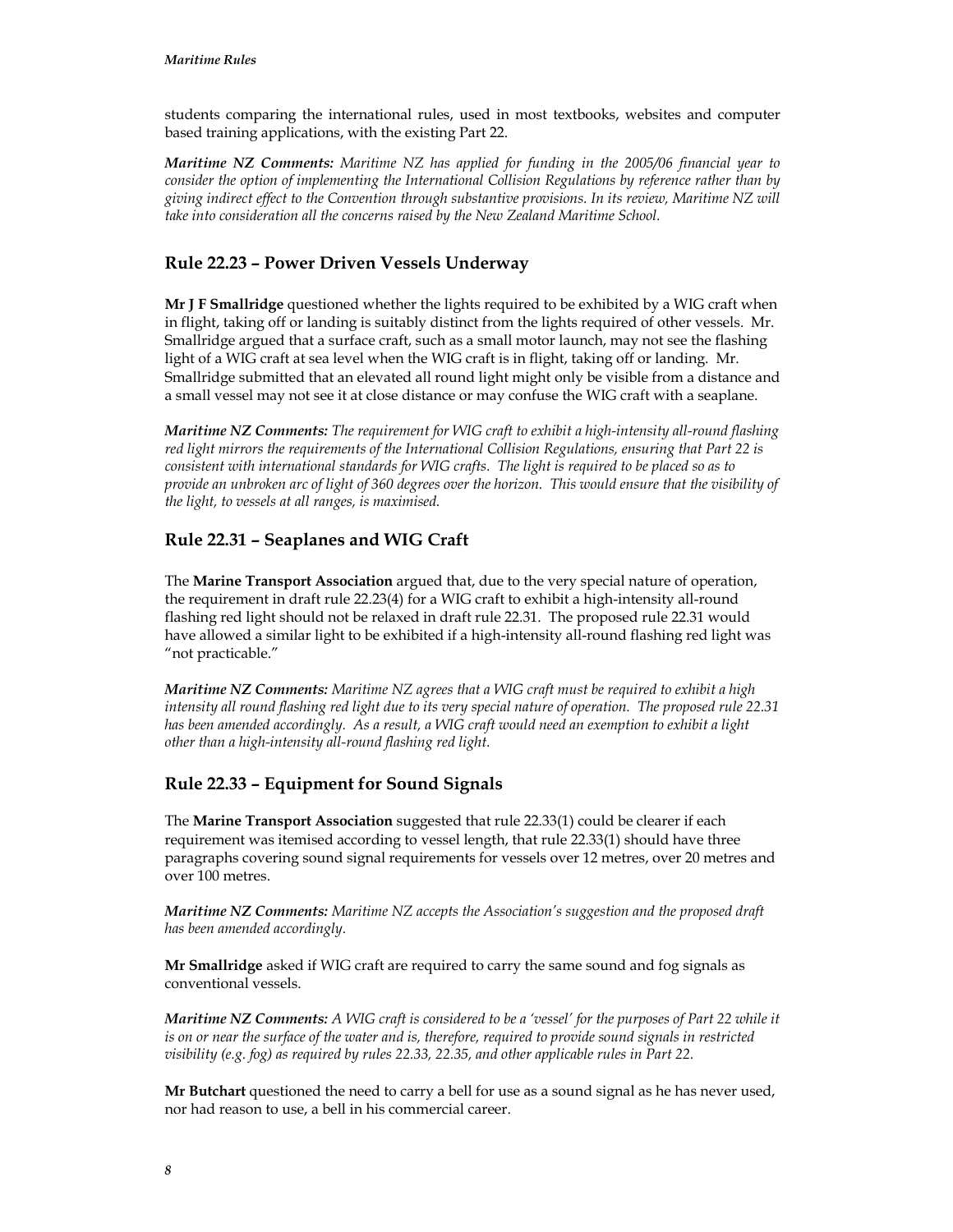students comparing the international rules, used in most textbooks, websites and computer based training applications, with the existing Part 22.

***Maritime NZ Comments:*** *Maritime NZ has applied for funding in the 2005/06 financial year to consider the option of implementing the International Collision Regulations by reference rather than by giving indirect effect to the Convention through substantive provisions. In its review, Maritime NZ will take into consideration all the concerns raised by the New Zealand Maritime School.*

## Rule 22.23 – Power Driven Vessels Underway

**Mr J F Smallridge** questioned whether the lights required to be exhibited by a WIG craft when in flight, taking off or landing is suitably distinct from the lights required of other vessels. Mr. Smallridge argued that a surface craft, such as a small motor launch, may not see the flashing light of a WIG craft at sea level when the WIG craft is in flight, taking off or landing. Mr. Smallridge submitted that an elevated all round light might only be visible from a distance and a small vessel may not see it at close distance or may confuse the WIG craft with a seaplane.

***Maritime NZ Comments:*** *The requirement for WIG craft to exhibit a high-intensity all-round flashing red light mirrors the requirements of the International Collision Regulations, ensuring that Part 22 is consistent with international standards for WIG crafts. The light is required to be placed so as to provide an unbroken arc of light of 360 degrees over the horizon. This would ensure that the visibility of the light, to vessels at all ranges, is maximised.*

## Rule 22.31 – Seaplanes and WIG Craft

The **Marine Transport Association** argued that, due to the very special nature of operation, the requirement in draft rule 22.23(4) for a WIG craft to exhibit a high-intensity all-round flashing red light should not be relaxed in draft rule 22.31. The proposed rule 22.31 would have allowed a similar light to be exhibited if a high-intensity all-round flashing red light was "not practicable."

***Maritime NZ Comments:*** *Maritime NZ agrees that a WIG craft must be required to exhibit a high intensity all round flashing red light due to its very special nature of operation. The proposed rule 22.31 has been amended accordingly. As a result, a WIG craft would need an exemption to exhibit a light other than a high-intensity all-round flashing red light.*

## Rule 22.33 – Equipment for Sound Signals

The **Marine Transport Association** suggested that rule 22.33(1) could be clearer if each requirement was itemised according to vessel length, that rule 22.33(1) should have three paragraphs covering sound signal requirements for vessels over 12 metres, over 20 metres and over 100 metres.

***Maritime NZ Comments:*** *Maritime NZ accepts the Association's suggestion and the proposed draft has been amended accordingly.*

**Mr Smallridge** asked if WIG craft are required to carry the same sound and fog signals as conventional vessels.

***Maritime NZ Comments:*** *A WIG craft is considered to be a 'vessel' for the purposes of Part 22 while it is on or near the surface of the water and is, therefore, required to provide sound signals in restricted visibility (e.g. fog) as required by rules 22.33, 22.35, and other applicable rules in Part 22.*

**Mr Butchart** questioned the need to carry a bell for use as a sound signal as he has never used, nor had reason to use, a bell in his commercial career.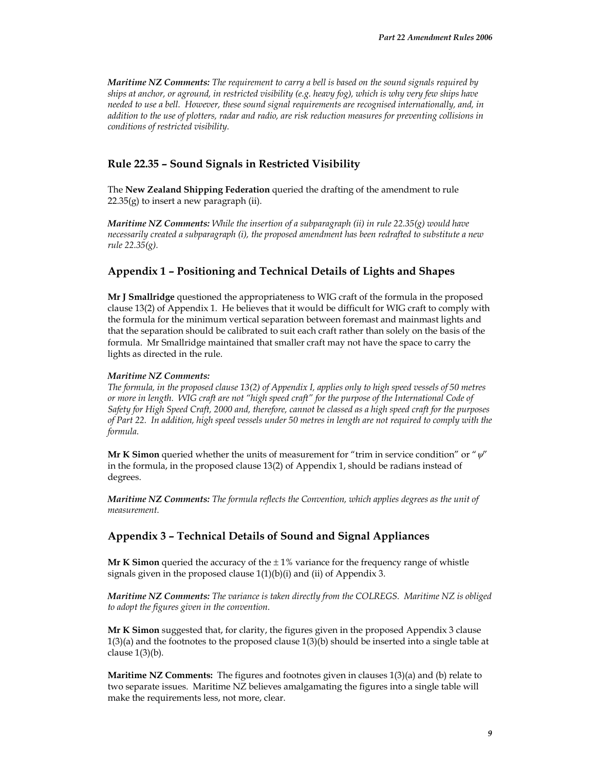***Maritime NZ Comments:*** *The requirement to carry a bell is based on the sound signals required by ships at anchor, or aground, in restricted visibility (e.g. heavy fog), which is why very few ships have needed to use a bell. However, these sound signal requirements are recognised internationally, and, in addition to the use of plotters, radar and radio, are risk reduction measures for preventing collisions in conditions of restricted visibility.*

## Rule 22.35 – Sound Signals in Restricted Visibility

The **New Zealand Shipping Federation** queried the drafting of the amendment to rule 22.35(g) to insert a new paragraph (ii).

***Maritime NZ Comments:*** *While the insertion of a subparagraph (ii) in rule 22.35(g) would have necessarily created a subparagraph (i), the proposed amendment has been redrafted to substitute a new rule 22.35(g).*

## Appendix 1 – Positioning and Technical Details of Lights and Shapes

**Mr J Smallridge** questioned the appropriateness to WIG craft of the formula in the proposed clause 13(2) of Appendix 1. He believes that it would be difficult for WIG craft to comply with the formula for the minimum vertical separation between foremast and mainmast lights and that the separation should be calibrated to suit each craft rather than solely on the basis of the formula. Mr Smallridge maintained that smaller craft may not have the space to carry the lights as directed in the rule.

***Maritime NZ Comments:***

*The formula, in the proposed clause 13(2) of Appendix I, applies only to high speed vessels of 50 metres or more in length. WIG craft are not "high speed craft" for the purpose of the International Code of Safety for High Speed Craft, 2000 and, therefore, cannot be classed as a high speed craft for the purposes of Part 22. In addition, high speed vessels under 50 metres in length are not required to comply with the formula.*

**Mr K Simon** queried whether the units of measurement for "trim in service condition" or "$\psi$" in the formula, in the proposed clause 13(2) of Appendix 1, should be radians instead of degrees.

***Maritime NZ Comments:*** *The formula reflects the Convention, which applies degrees as the unit of measurement.*

## Appendix 3 – Technical Details of Sound and Signal Appliances

**Mr K Simon** queried the accuracy of the $\pm 1\%$ variance for the frequency range of whistle signals given in the proposed clause 1(1)(b)(i) and (ii) of Appendix 3.

***Maritime NZ Comments:*** *The variance is taken directly from the COLREGS. Maritime NZ is obliged to adopt the figures given in the convention.*

**Mr K Simon** suggested that, for clarity, the figures given in the proposed Appendix 3 clause 1(3)(a) and the footnotes to the proposed clause 1(3)(b) should be inserted into a single table at clause 1(3)(b).

**Maritime NZ Comments:** The figures and footnotes given in clauses 1(3)(a) and (b) relate to two separate issues. Maritime NZ believes amalgamating the figures into a single table will make the requirements less, not more, clear.